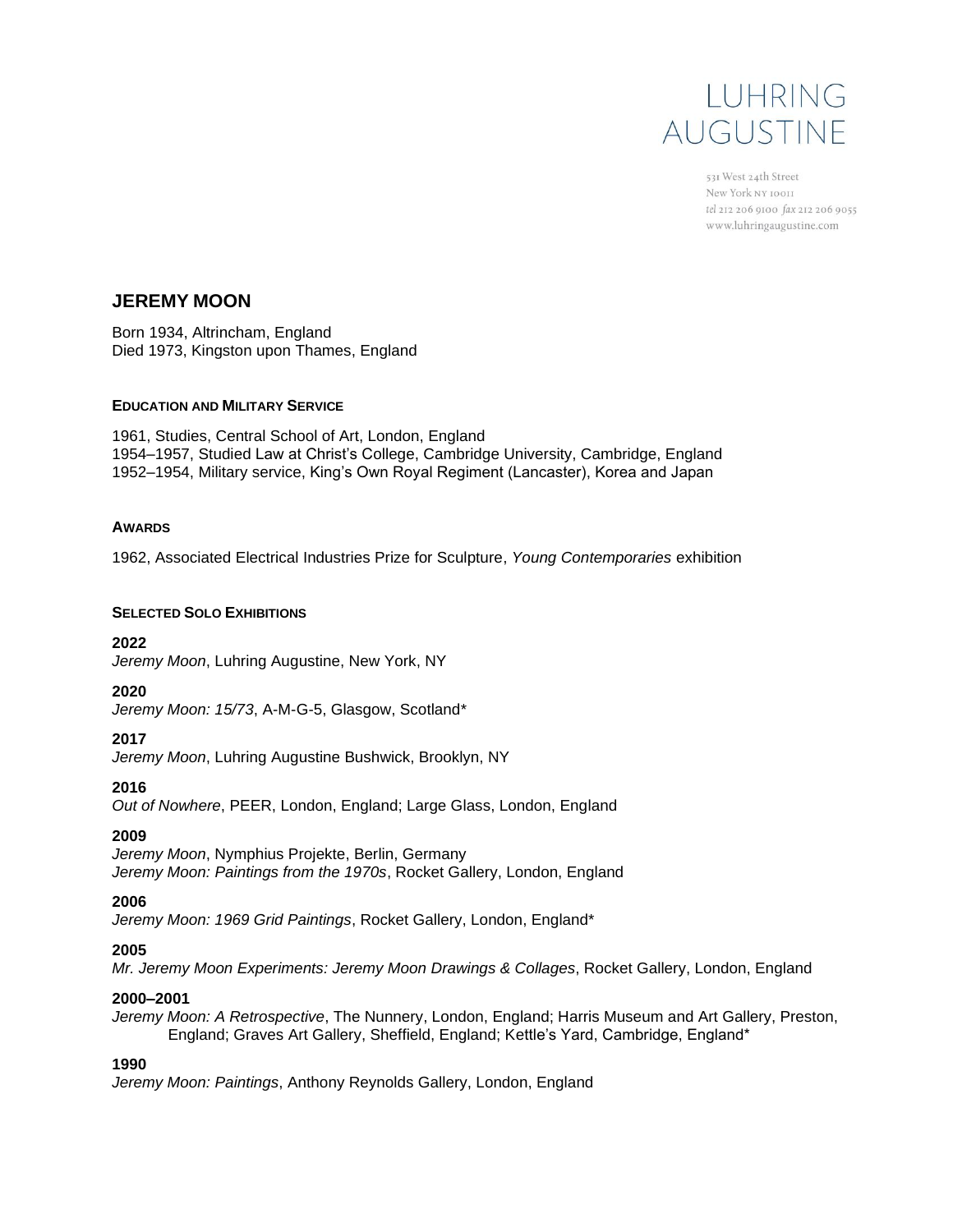LUHRING AUGUSTINE

531 West 24th Street
New York NY 10011
tel 212 206 9100 fax 212 206 9055
www.luhringaugustine.com

## JEREMY MOON

Born 1934, Altrincham, England
Died 1973, Kingston upon Thames, England

### EDUCATION AND MILITARY SERVICE

1961, Studies, Central School of Art, London, England
1954–1957, Studied Law at Christ's College, Cambridge University, Cambridge, England
1952–1954, Military service, King's Own Royal Regiment (Lancaster), Korea and Japan

### AWARDS

1962, Associated Electrical Industries Prize for Sculpture, *Young Contemporaries* exhibition

### SELECTED SOLO EXHIBITIONS

**2022**
*Jeremy Moon*, Luhring Augustine, New York, NY

**2020**
*Jeremy Moon: 15/73*, A-M-G-5, Glasgow, Scotland*

**2017**
*Jeremy Moon*, Luhring Augustine Bushwick, Brooklyn, NY

**2016**
*Out of Nowhere*, PEER, London, England; Large Glass, London, England

**2009**
*Jeremy Moon*, Nymphius Projekte, Berlin, Germany
*Jeremy Moon: Paintings from the 1970s*, Rocket Gallery, London, England

**2006**
*Jeremy Moon: 1969 Grid Paintings*, Rocket Gallery, London, England*

**2005**
*Mr. Jeremy Moon Experiments: Jeremy Moon Drawings & Collages*, Rocket Gallery, London, England

**2000–2001**
*Jeremy Moon: A Retrospective*, The Nunnery, London, England; Harris Museum and Art Gallery, Preston, England; Graves Art Gallery, Sheffield, England; Kettle's Yard, Cambridge, England*

**1990**
*Jeremy Moon: Paintings*, Anthony Reynolds Gallery, London, England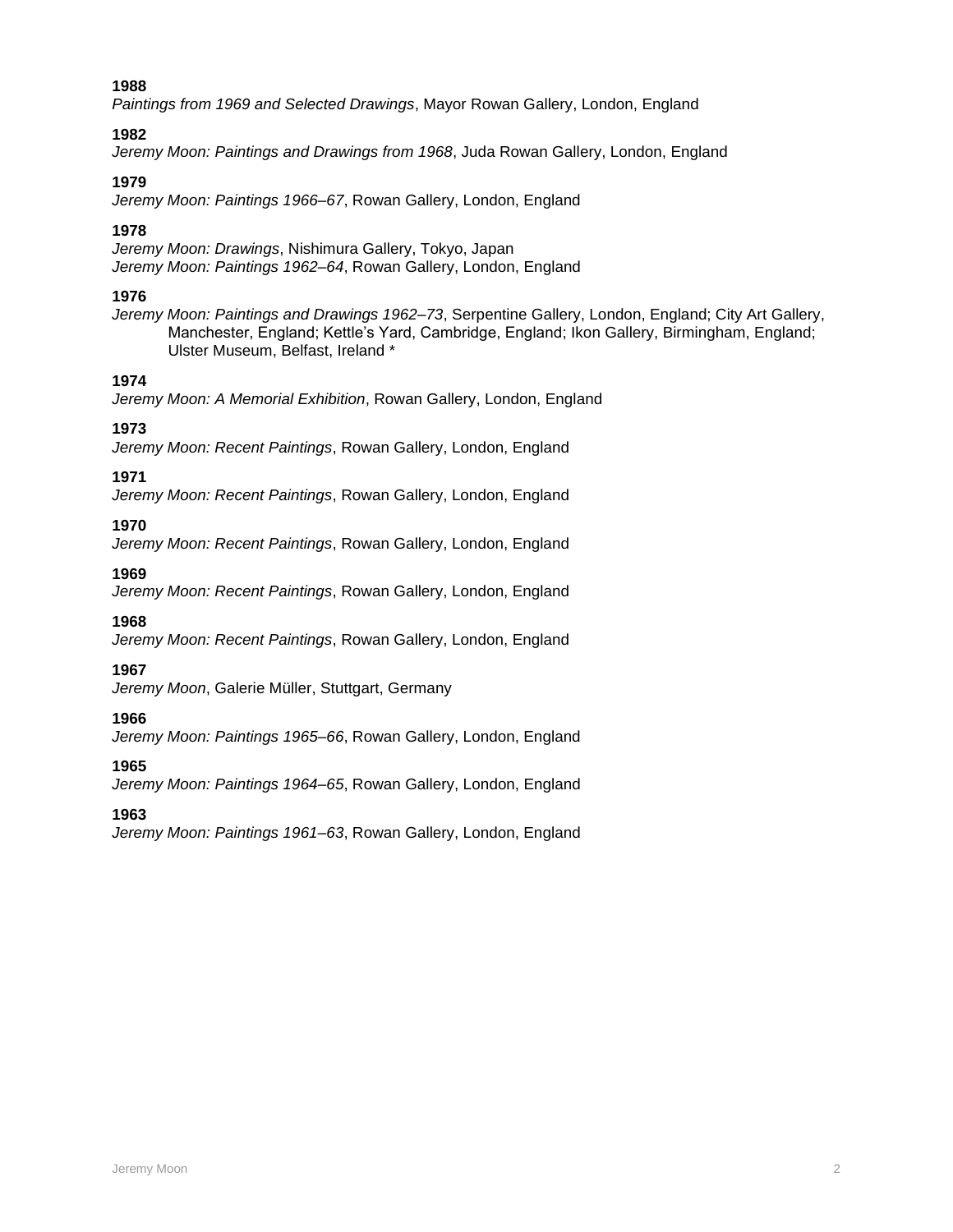**1988**
*Paintings from 1969 and Selected Drawings*, Mayor Rowan Gallery, London, England

**1982**
*Jeremy Moon: Paintings and Drawings from 1968*, Juda Rowan Gallery, London, England

**1979**
*Jeremy Moon: Paintings 1966–67*, Rowan Gallery, London, England

**1978**
*Jeremy Moon: Drawings*, Nishimura Gallery, Tokyo, Japan
*Jeremy Moon: Paintings 1962–64*, Rowan Gallery, London, England

**1976**
*Jeremy Moon: Paintings and Drawings 1962–73*, Serpentine Gallery, London, England; City Art Gallery, Manchester, England; Kettle's Yard, Cambridge, England; Ikon Gallery, Birmingham, England; Ulster Museum, Belfast, Ireland *

**1974**
*Jeremy Moon: A Memorial Exhibition*, Rowan Gallery, London, England

**1973**
*Jeremy Moon: Recent Paintings*, Rowan Gallery, London, England

**1971**
*Jeremy Moon: Recent Paintings*, Rowan Gallery, London, England

**1970**
*Jeremy Moon: Recent Paintings*, Rowan Gallery, London, England

**1969**
*Jeremy Moon: Recent Paintings*, Rowan Gallery, London, England

**1968**
*Jeremy Moon: Recent Paintings*, Rowan Gallery, London, England

**1967**
*Jeremy Moon*, Galerie Müller, Stuttgart, Germany

**1966**
*Jeremy Moon: Paintings 1965–66*, Rowan Gallery, London, England

**1965**
*Jeremy Moon: Paintings 1964–65*, Rowan Gallery, London, England

**1963**
*Jeremy Moon: Paintings 1961–63*, Rowan Gallery, London, England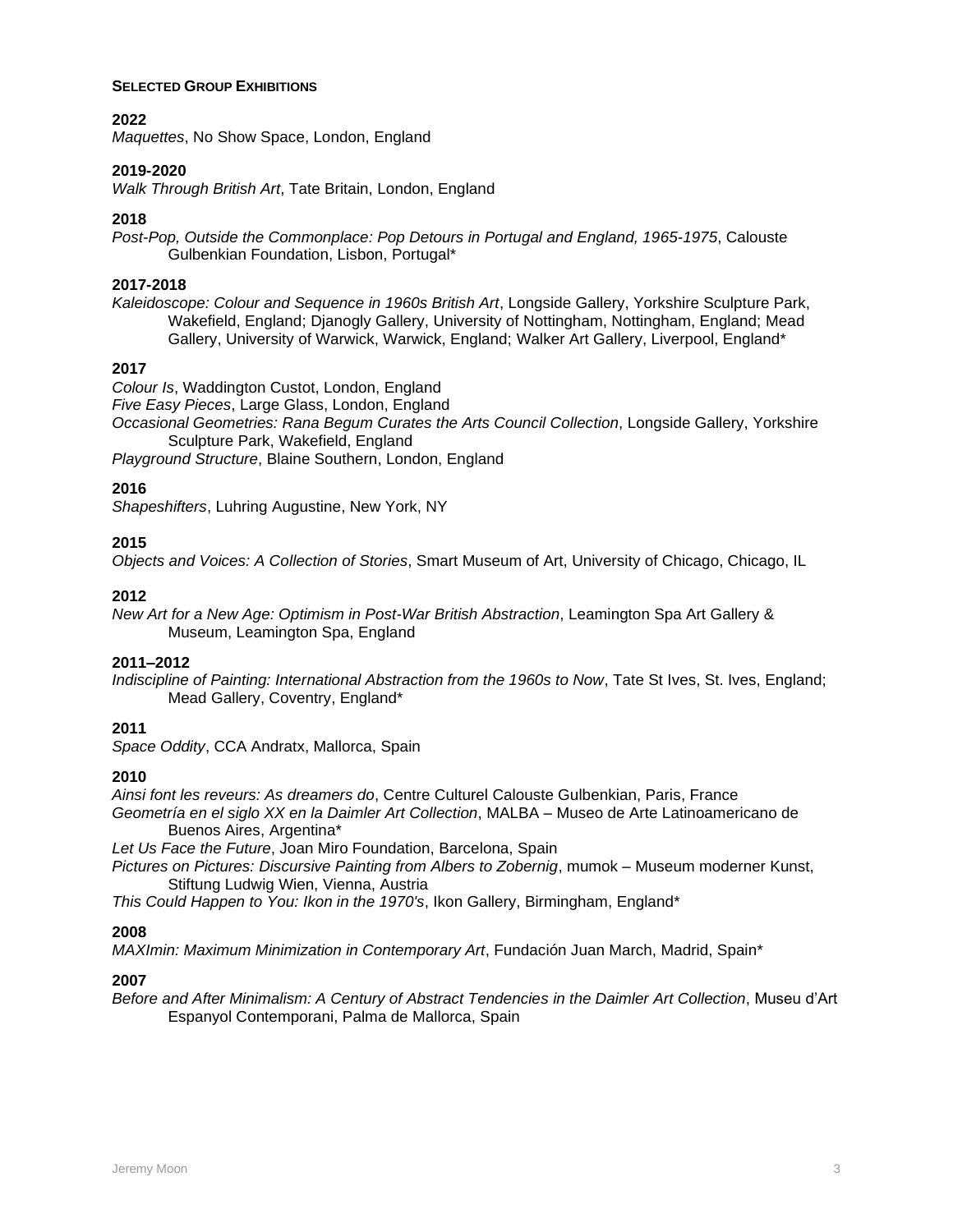## SELECTED GROUP EXHIBITIONS

**2022**
*Maquettes*, No Show Space, London, England

**2019-2020**
*Walk Through British Art*, Tate Britain, London, England

**2018**
*Post-Pop, Outside the Commonplace: Pop Detours in Portugal and England, 1965-1975*, Calouste Gulbenkian Foundation, Lisbon, Portugal*

**2017-2018**
*Kaleidoscope: Colour and Sequence in 1960s British Art*, Longside Gallery, Yorkshire Sculpture Park, Wakefield, England; Djanogly Gallery, University of Nottingham, Nottingham, England; Mead Gallery, University of Warwick, Warwick, England; Walker Art Gallery, Liverpool, England*

**2017**
*Colour Is*, Waddington Custot, London, England
*Five Easy Pieces*, Large Glass, London, England
*Occasional Geometries: Rana Begum Curates the Arts Council Collection*, Longside Gallery, Yorkshire Sculpture Park, Wakefield, England
*Playground Structure*, Blaine Southern, London, England

**2016**
*Shapeshifters*, Luhring Augustine, New York, NY

**2015**
*Objects and Voices: A Collection of Stories*, Smart Museum of Art, University of Chicago, Chicago, IL

**2012**
*New Art for a New Age: Optimism in Post-War British Abstraction*, Leamington Spa Art Gallery & Museum, Leamington Spa, England

**2011–2012**
*Indiscipline of Painting: International Abstraction from the 1960s to Now*, Tate St Ives, St. Ives, England; Mead Gallery, Coventry, England*

**2011**
*Space Oddity*, CCA Andratx, Mallorca, Spain

**2010**
*Ainsi font les reveurs: As dreamers do*, Centre Culturel Calouste Gulbenkian, Paris, France
*Geometría en el siglo XX en la Daimler Art Collection*, MALBA – Museo de Arte Latinoamericano de Buenos Aires, Argentina*
*Let Us Face the Future*, Joan Miro Foundation, Barcelona, Spain
*Pictures on Pictures: Discursive Painting from Albers to Zobernig*, mumok – Museum moderner Kunst, Stiftung Ludwig Wien, Vienna, Austria
*This Could Happen to You: Ikon in the 1970's*, Ikon Gallery, Birmingham, England*

**2008**
*MAXImin: Maximum Minimization in Contemporary Art*, Fundación Juan March, Madrid, Spain*

**2007**
*Before and After Minimalism: A Century of Abstract Tendencies in the Daimler Art Collection*, Museu d'Art Espanyol Contemporani, Palma de Mallorca, Spain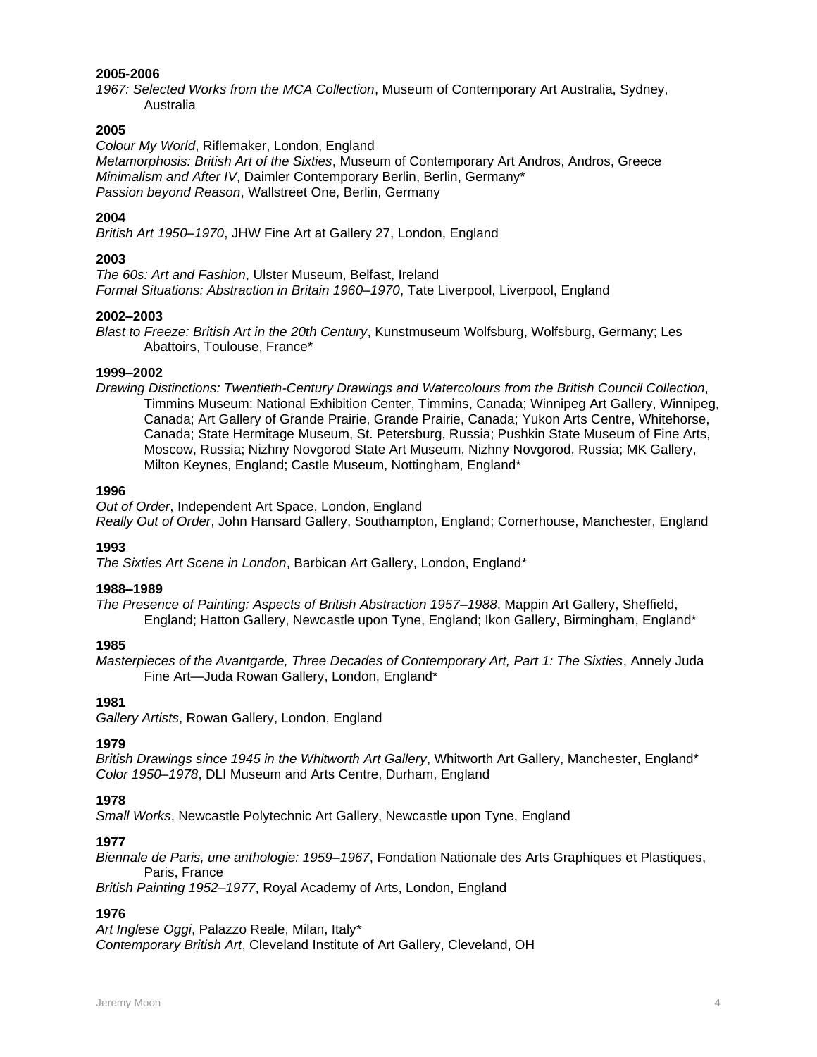**2005-2006**

*1967: Selected Works from the MCA Collection*, Museum of Contemporary Art Australia, Sydney, Australia

**2005**

*Colour My World*, Riflemaker, London, England
*Metamorphosis: British Art of the Sixties*, Museum of Contemporary Art Andros, Andros, Greece
*Minimalism and After IV*, Daimler Contemporary Berlin, Berlin, Germany*
*Passion beyond Reason*, Wallstreet One, Berlin, Germany

**2004**

*British Art 1950–1970*, JHW Fine Art at Gallery 27, London, England

**2003**

*The 60s: Art and Fashion*, Ulster Museum, Belfast, Ireland
*Formal Situations: Abstraction in Britain 1960–1970*, Tate Liverpool, Liverpool, England

**2002–2003**

*Blast to Freeze: British Art in the 20th Century*, Kunstmuseum Wolfsburg, Wolfsburg, Germany; Les Abattoirs, Toulouse, France*

**1999–2002**

*Drawing Distinctions: Twentieth-Century Drawings and Watercolours from the British Council Collection*, Timmins Museum: National Exhibition Center, Timmins, Canada; Winnipeg Art Gallery, Winnipeg, Canada; Art Gallery of Grande Prairie, Grande Prairie, Canada; Yukon Arts Centre, Whitehorse, Canada; State Hermitage Museum, St. Petersburg, Russia; Pushkin State Museum of Fine Arts, Moscow, Russia; Nizhny Novgorod State Art Museum, Nizhny Novgorod, Russia; MK Gallery, Milton Keynes, England; Castle Museum, Nottingham, England*

**1996**

*Out of Order*, Independent Art Space, London, England
*Really Out of Order*, John Hansard Gallery, Southampton, England; Cornerhouse, Manchester, England

**1993**

*The Sixties Art Scene in London*, Barbican Art Gallery, London, England*

**1988–1989**

*The Presence of Painting: Aspects of British Abstraction 1957–1988*, Mappin Art Gallery, Sheffield, England; Hatton Gallery, Newcastle upon Tyne, England; Ikon Gallery, Birmingham, England*

**1985**

*Masterpieces of the Avantgarde, Three Decades of Contemporary Art, Part 1: The Sixties*, Annely Juda Fine Art—Juda Rowan Gallery, London, England*

**1981**

*Gallery Artists*, Rowan Gallery, London, England

**1979**

*British Drawings since 1945 in the Whitworth Art Gallery*, Whitworth Art Gallery, Manchester, England*
*Color 1950–1978*, DLI Museum and Arts Centre, Durham, England

**1978**

*Small Works*, Newcastle Polytechnic Art Gallery, Newcastle upon Tyne, England

**1977**

*Biennale de Paris, une anthologie: 1959–1967*, Fondation Nationale des Arts Graphiques et Plastiques, Paris, France
*British Painting 1952–1977*, Royal Academy of Arts, London, England

**1976**

*Art Inglese Oggi*, Palazzo Reale, Milan, Italy*
*Contemporary British Art*, Cleveland Institute of Art Gallery, Cleveland, OH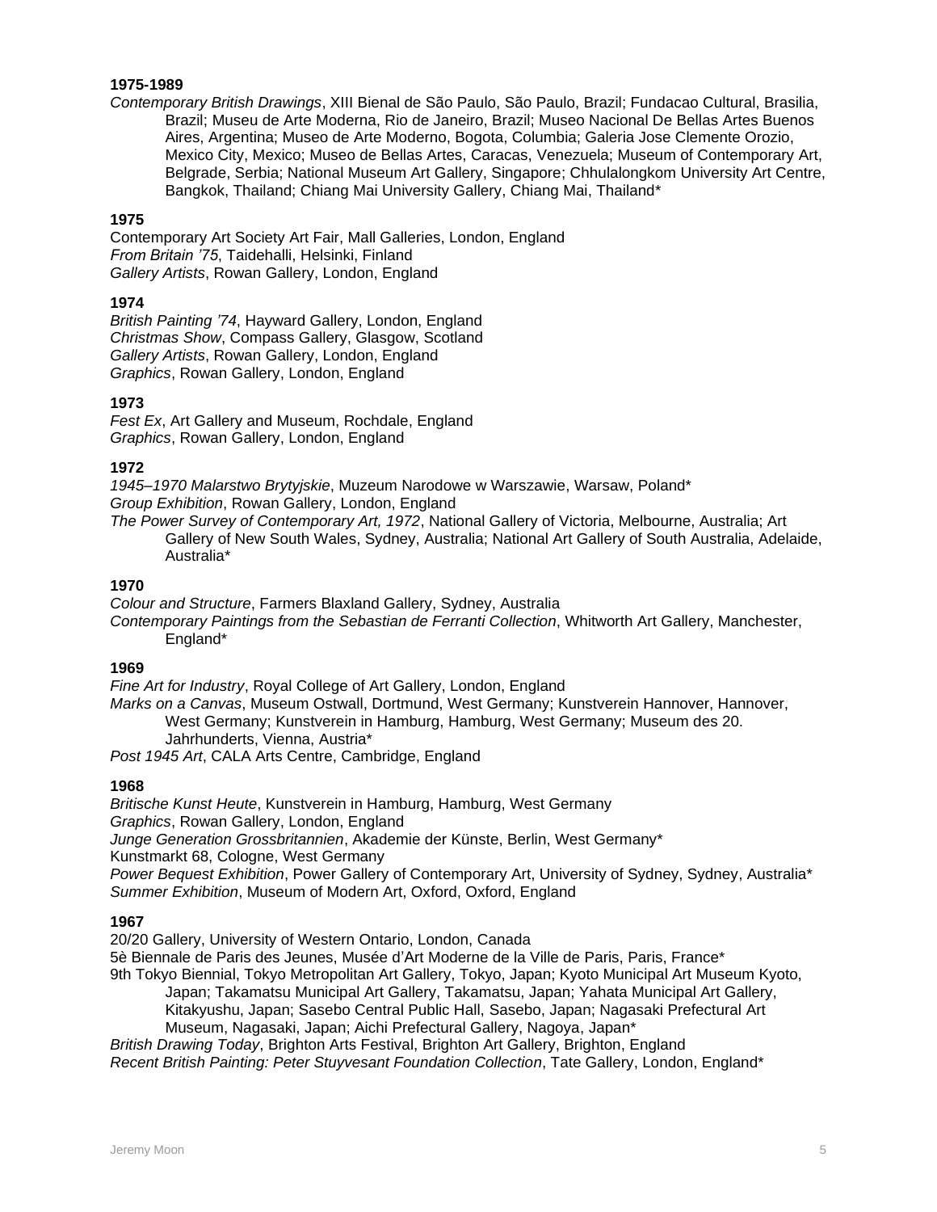**1975-1989**

*Contemporary British Drawings*, XIII Bienal de São Paulo, São Paulo, Brazil; Fundacao Cultural, Brasilia, Brazil; Museu de Arte Moderna, Rio de Janeiro, Brazil; Museo Nacional De Bellas Artes Buenos Aires, Argentina; Museo de Arte Moderno, Bogota, Columbia; Galeria Jose Clemente Orozio, Mexico City, Mexico; Museo de Bellas Artes, Caracas, Venezuela; Museum of Contemporary Art, Belgrade, Serbia; National Museum Art Gallery, Singapore; Chhulalongkom University Art Centre, Bangkok, Thailand; Chiang Mai University Gallery, Chiang Mai, Thailand*

**1975**

Contemporary Art Society Art Fair, Mall Galleries, London, England
*From Britain '75*, Taidehalli, Helsinki, Finland
*Gallery Artists*, Rowan Gallery, London, England

**1974**

*British Painting '74*, Hayward Gallery, London, England
*Christmas Show*, Compass Gallery, Glasgow, Scotland
*Gallery Artists*, Rowan Gallery, London, England
*Graphics*, Rowan Gallery, London, England

**1973**

*Fest Ex*, Art Gallery and Museum, Rochdale, England
*Graphics*, Rowan Gallery, London, England

**1972**

*1945–1970 Malarstwo Brytyjskie*, Muzeum Narodowe w Warszawie, Warsaw, Poland*
*Group Exhibition*, Rowan Gallery, London, England
*The Power Survey of Contemporary Art, 1972*, National Gallery of Victoria, Melbourne, Australia; Art Gallery of New South Wales, Sydney, Australia; National Art Gallery of South Australia, Adelaide, Australia*

**1970**

*Colour and Structure*, Farmers Blaxland Gallery, Sydney, Australia
*Contemporary Paintings from the Sebastian de Ferranti Collection*, Whitworth Art Gallery, Manchester, England*

**1969**

*Fine Art for Industry*, Royal College of Art Gallery, London, England
*Marks on a Canvas*, Museum Ostwall, Dortmund, West Germany; Kunstverein Hannover, Hannover, West Germany; Kunstverein in Hamburg, Hamburg, West Germany; Museum des 20. Jahrhunderts, Vienna, Austria*
*Post 1945 Art*, CALA Arts Centre, Cambridge, England

**1968**

*Britische Kunst Heute*, Kunstverein in Hamburg, Hamburg, West Germany
*Graphics*, Rowan Gallery, London, England
*Junge Generation Grossbritannien*, Akademie der Künste, Berlin, West Germany*
Kunstmarkt 68, Cologne, West Germany
*Power Bequest Exhibition*, Power Gallery of Contemporary Art, University of Sydney, Sydney, Australia*
*Summer Exhibition*, Museum of Modern Art, Oxford, Oxford, England

**1967**

20/20 Gallery, University of Western Ontario, London, Canada
5è Biennale de Paris des Jeunes, Musée d'Art Moderne de la Ville de Paris, Paris, France*
9th Tokyo Biennial, Tokyo Metropolitan Art Gallery, Tokyo, Japan; Kyoto Municipal Art Museum Kyoto, Japan; Takamatsu Municipal Art Gallery, Takamatsu, Japan; Yahata Municipal Art Gallery, Kitakyushu, Japan; Sasebo Central Public Hall, Sasebo, Japan; Nagasaki Prefectural Art Museum, Nagasaki, Japan; Aichi Prefectural Gallery, Nagoya, Japan*
*British Drawing Today*, Brighton Arts Festival, Brighton Art Gallery, Brighton, England
*Recent British Painting: Peter Stuyvesant Foundation Collection*, Tate Gallery, London, England*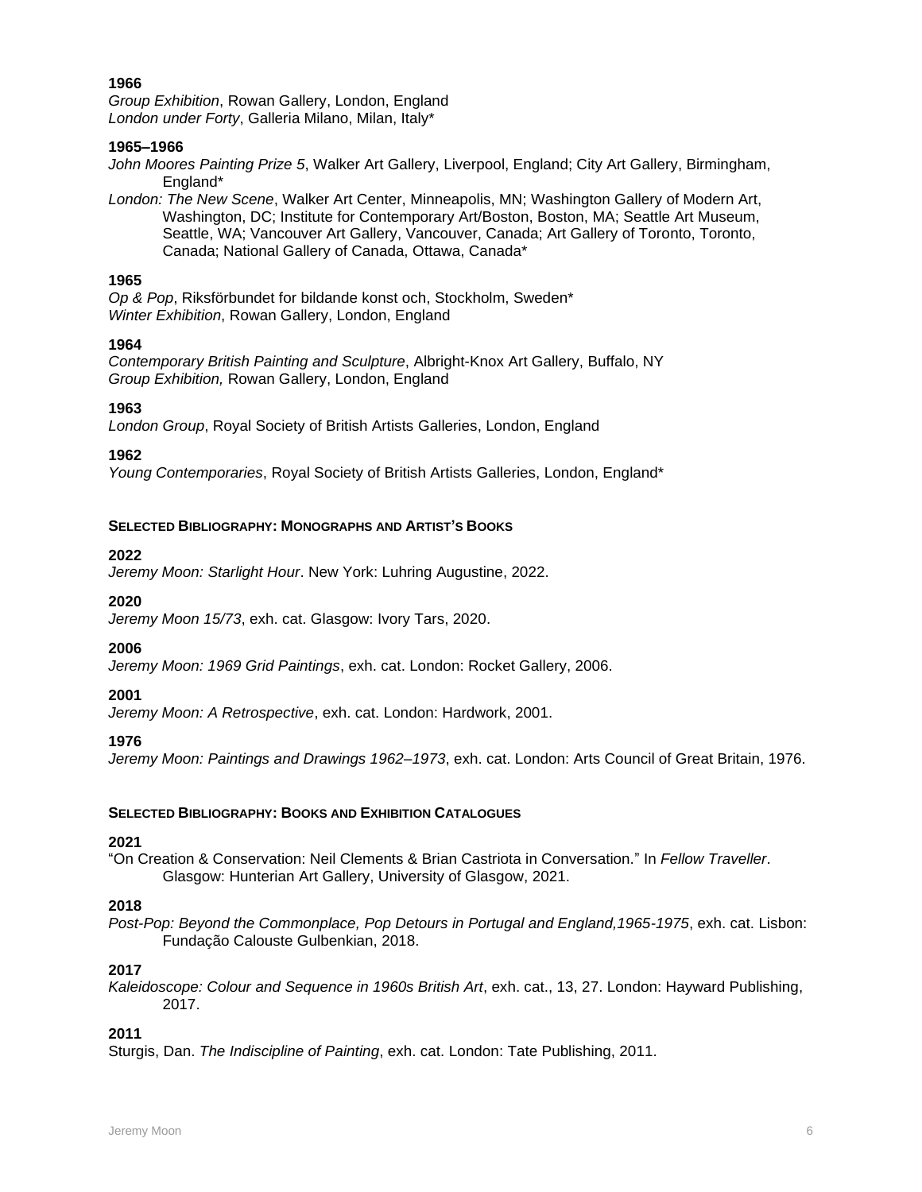**1966**

*Group Exhibition*, Rowan Gallery, London, England
*London under Forty*, Galleria Milano, Milan, Italy*

**1965–1966**

*John Moores Painting Prize 5*, Walker Art Gallery, Liverpool, England; City Art Gallery, Birmingham, England*

*London: The New Scene*, Walker Art Center, Minneapolis, MN; Washington Gallery of Modern Art, Washington, DC; Institute for Contemporary Art/Boston, Boston, MA; Seattle Art Museum, Seattle, WA; Vancouver Art Gallery, Vancouver, Canada; Art Gallery of Toronto, Toronto, Canada; National Gallery of Canada, Ottawa, Canada*

**1965**

*Op & Pop*, Riksförbundet for bildande konst och, Stockholm, Sweden*
*Winter Exhibition*, Rowan Gallery, London, England

**1964**

*Contemporary British Painting and Sculpture*, Albright-Knox Art Gallery, Buffalo, NY
*Group Exhibition,* Rowan Gallery, London, England

**1963**

*London Group*, Royal Society of British Artists Galleries, London, England

**1962**

*Young Contemporaries*, Royal Society of British Artists Galleries, London, England*

## SELECTED BIBLIOGRAPHY: MONOGRAPHS AND ARTIST'S BOOKS

**2022**

*Jeremy Moon: Starlight Hour*. New York: Luhring Augustine, 2022.

**2020**

*Jeremy Moon 15/73*, exh. cat. Glasgow: Ivory Tars, 2020.

**2006**

*Jeremy Moon: 1969 Grid Paintings*, exh. cat. London: Rocket Gallery, 2006.

**2001**

*Jeremy Moon: A Retrospective*, exh. cat. London: Hardwork, 2001.

**1976**

*Jeremy Moon: Paintings and Drawings 1962–1973*, exh. cat. London: Arts Council of Great Britain, 1976.

## SELECTED BIBLIOGRAPHY: BOOKS AND EXHIBITION CATALOGUES

**2021**

"On Creation & Conservation: Neil Clements & Brian Castriota in Conversation." In *Fellow Traveller*. Glasgow: Hunterian Art Gallery, University of Glasgow, 2021.

**2018**

*Post-Pop: Beyond the Commonplace, Pop Detours in Portugal and England,1965-1975*, exh. cat. Lisbon: Fundação Calouste Gulbenkian, 2018.

**2017**

*Kaleidoscope: Colour and Sequence in 1960s British Art*, exh. cat., 13, 27. London: Hayward Publishing, 2017.

**2011**

Sturgis, Dan. *The Indiscipline of Painting*, exh. cat. London: Tate Publishing, 2011.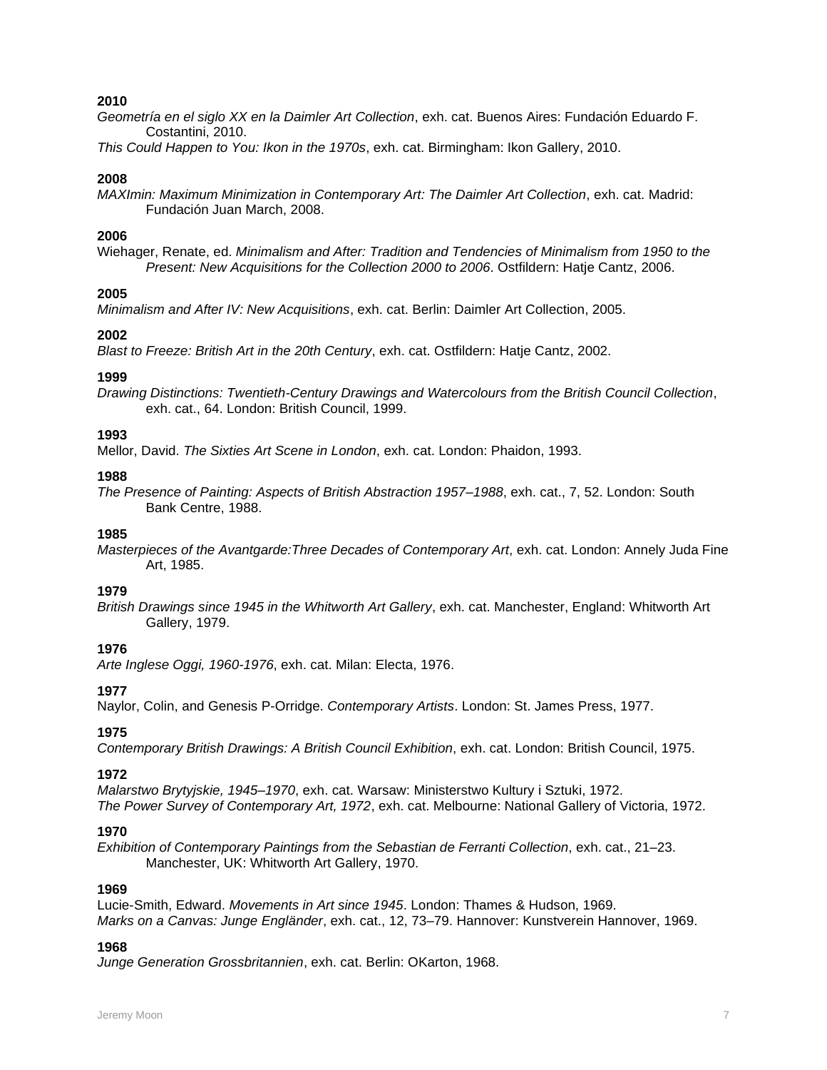**2010**

*Geometría en el siglo XX en la Daimler Art Collection*, exh. cat. Buenos Aires: Fundación Eduardo F. Costantini, 2010.

*This Could Happen to You: Ikon in the 1970s*, exh. cat. Birmingham: Ikon Gallery, 2010.

**2008**

*MAXImin: Maximum Minimization in Contemporary Art: The Daimler Art Collection*, exh. cat. Madrid: Fundación Juan March, 2008.

**2006**

Wiehager, Renate, ed. *Minimalism and After: Tradition and Tendencies of Minimalism from 1950 to the Present: New Acquisitions for the Collection 2000 to 2006*. Ostfildern: Hatje Cantz, 2006.

**2005**

*Minimalism and After IV: New Acquisitions*, exh. cat. Berlin: Daimler Art Collection, 2005.

**2002**

*Blast to Freeze: British Art in the 20th Century*, exh. cat. Ostfildern: Hatje Cantz, 2002.

**1999**

*Drawing Distinctions: Twentieth-Century Drawings and Watercolours from the British Council Collection*, exh. cat., 64. London: British Council, 1999.

**1993**

Mellor, David. *The Sixties Art Scene in London*, exh. cat. London: Phaidon, 1993.

**1988**

*The Presence of Painting: Aspects of British Abstraction 1957–1988*, exh. cat., 7, 52. London: South Bank Centre, 1988.

**1985**

*Masterpieces of the Avantgarde:Three Decades of Contemporary Art*, exh. cat. London: Annely Juda Fine Art, 1985.

**1979**

*British Drawings since 1945 in the Whitworth Art Gallery*, exh. cat. Manchester, England: Whitworth Art Gallery, 1979.

**1976**

*Arte Inglese Oggi, 1960-1976*, exh. cat. Milan: Electa, 1976.

**1977**

Naylor, Colin, and Genesis P-Orridge. *Contemporary Artists*. London: St. James Press, 1977.

**1975**

*Contemporary British Drawings: A British Council Exhibition*, exh. cat. London: British Council, 1975.

**1972**

*Malarstwo Brytyjskie, 1945–1970*, exh. cat. Warsaw: Ministerstwo Kultury i Sztuki, 1972.

*The Power Survey of Contemporary Art, 1972*, exh. cat. Melbourne: National Gallery of Victoria, 1972.

**1970**

*Exhibition of Contemporary Paintings from the Sebastian de Ferranti Collection*, exh. cat., 21–23. Manchester, UK: Whitworth Art Gallery, 1970.

**1969**

Lucie-Smith, Edward. *Movements in Art since 1945*. London: Thames & Hudson, 1969.

*Marks on a Canvas: Junge Engländer*, exh. cat., 12, 73–79. Hannover: Kunstverein Hannover, 1969.

**1968**

*Junge Generation Grossbritannien*, exh. cat. Berlin: OKarton, 1968.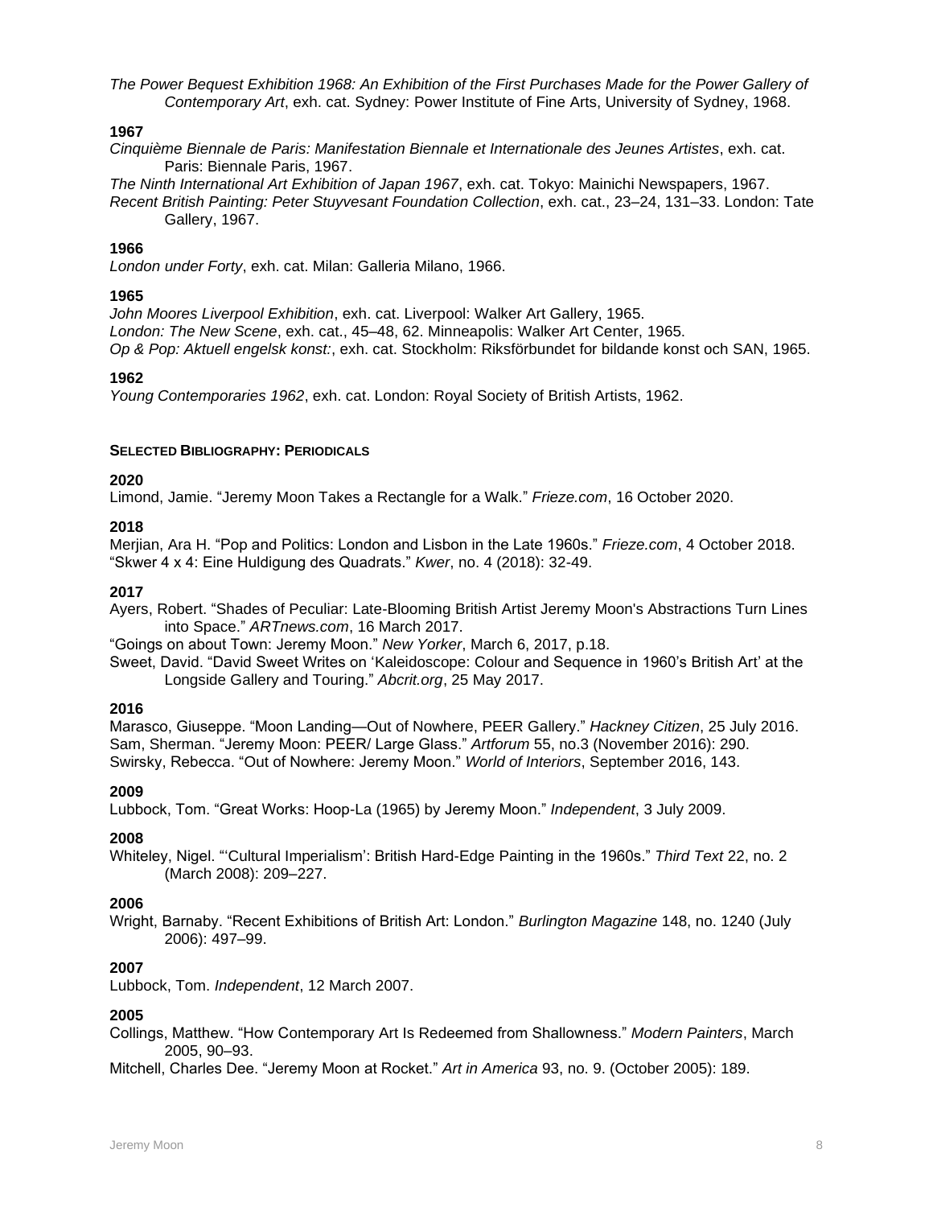*The Power Bequest Exhibition 1968: An Exhibition of the First Purchases Made for the Power Gallery of Contemporary Art*, exh. cat. Sydney: Power Institute of Fine Arts, University of Sydney, 1968.

**1967**

*Cinquième Biennale de Paris: Manifestation Biennale et Internationale des Jeunes Artistes*, exh. cat. Paris: Biennale Paris, 1967.

*The Ninth International Art Exhibition of Japan 1967*, exh. cat. Tokyo: Mainichi Newspapers, 1967.

*Recent British Painting: Peter Stuyvesant Foundation Collection*, exh. cat., 23–24, 131–33. London: Tate Gallery, 1967.

**1966**

*London under Forty*, exh. cat. Milan: Galleria Milano, 1966.

**1965**

*John Moores Liverpool Exhibition*, exh. cat. Liverpool: Walker Art Gallery, 1965.

*London: The New Scene*, exh. cat., 45–48, 62. Minneapolis: Walker Art Center, 1965.

*Op & Pop: Aktuell engelsk konst:*, exh. cat. Stockholm: Riksförbundet for bildande konst och SAN, 1965.

**1962**

*Young Contemporaries 1962*, exh. cat. London: Royal Society of British Artists, 1962.

**SELECTED BIBLIOGRAPHY: PERIODICALS**

**2020**

Limond, Jamie. "Jeremy Moon Takes a Rectangle for a Walk." *Frieze.com*, 16 October 2020.

**2018**

Merjian, Ara H. "Pop and Politics: London and Lisbon in the Late 1960s." *Frieze.com*, 4 October 2018.

"Skwer 4 x 4: Eine Huldigung des Quadrats." *Kwer*, no. 4 (2018): 32-49.

**2017**

Ayers, Robert. "Shades of Peculiar: Late-Blooming British Artist Jeremy Moon's Abstractions Turn Lines into Space." *ARTnews.com*, 16 March 2017.

"Goings on about Town: Jeremy Moon." *New Yorker*, March 6, 2017, p.18.

Sweet, David. "David Sweet Writes on 'Kaleidoscope: Colour and Sequence in 1960's British Art' at the Longside Gallery and Touring." *Abcrit.org*, 25 May 2017.

**2016**

Marasco, Giuseppe. "Moon Landing—Out of Nowhere, PEER Gallery." *Hackney Citizen*, 25 July 2016.

Sam, Sherman. "Jeremy Moon: PEER/ Large Glass." *Artforum* 55, no.3 (November 2016): 290.

Swirsky, Rebecca. "Out of Nowhere: Jeremy Moon." *World of Interiors*, September 2016, 143.

**2009**

Lubbock, Tom. "Great Works: Hoop-La (1965) by Jeremy Moon." *Independent*, 3 July 2009.

**2008**

Whiteley, Nigel. "'Cultural Imperialism': British Hard-Edge Painting in the 1960s." *Third Text* 22, no. 2 (March 2008): 209–227.

**2006**

Wright, Barnaby. "Recent Exhibitions of British Art: London." *Burlington Magazine* 148, no. 1240 (July 2006): 497–99.

**2007**

Lubbock, Tom. *Independent*, 12 March 2007.

**2005**

Collings, Matthew. "How Contemporary Art Is Redeemed from Shallowness." *Modern Painters*, March 2005, 90–93.

Mitchell, Charles Dee. "Jeremy Moon at Rocket." *Art in America* 93, no. 9. (October 2005): 189.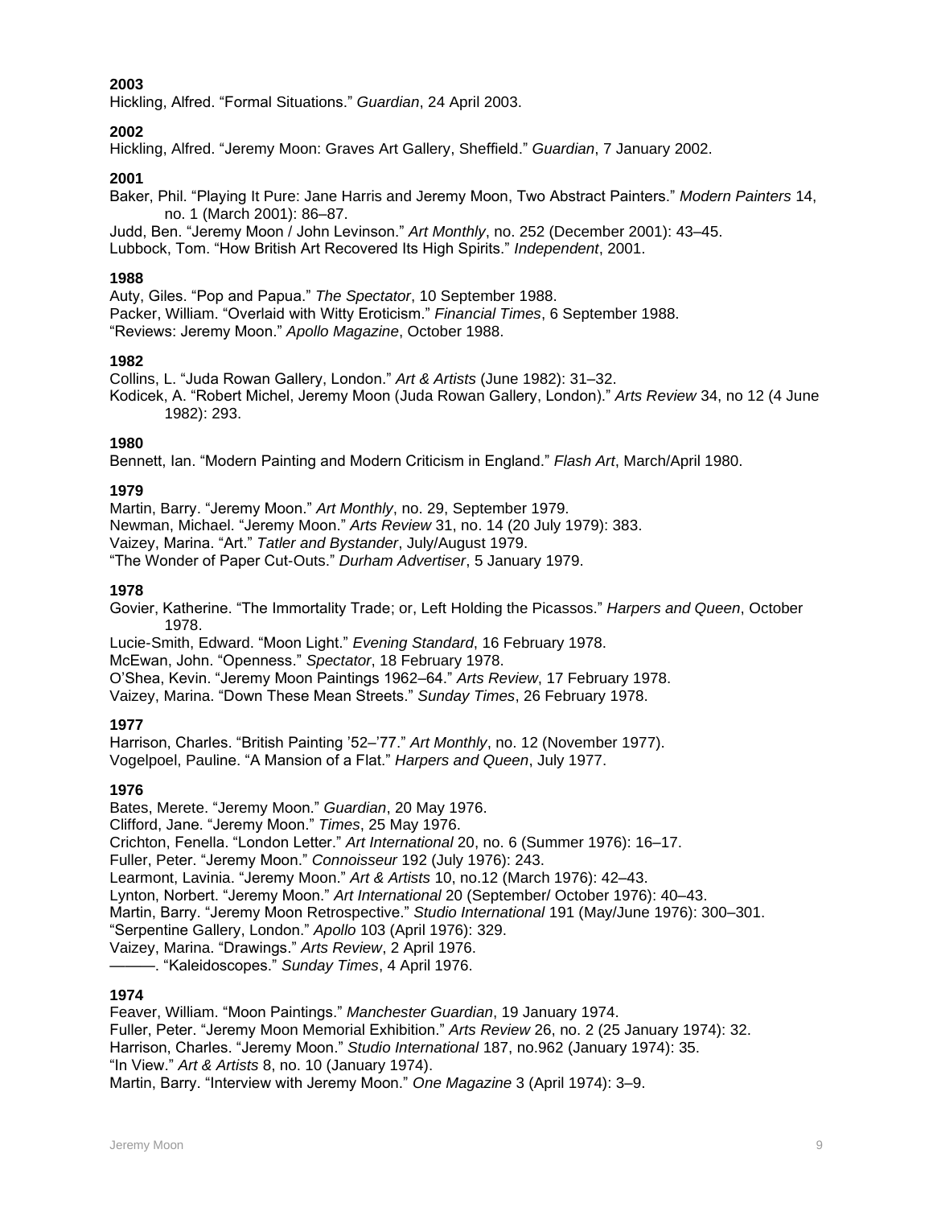**2003**

Hickling, Alfred. "Formal Situations." *Guardian*, 24 April 2003.

**2002**

Hickling, Alfred. "Jeremy Moon: Graves Art Gallery, Sheffield." *Guardian*, 7 January 2002.

**2001**

Baker, Phil. "Playing It Pure: Jane Harris and Jeremy Moon, Two Abstract Painters." *Modern Painters* 14, no. 1 (March 2001): 86–87.

Judd, Ben. "Jeremy Moon / John Levinson." *Art Monthly*, no. 252 (December 2001): 43–45.

Lubbock, Tom. "How British Art Recovered Its High Spirits." *Independent*, 2001.

**1988**

Auty, Giles. "Pop and Papua." *The Spectator*, 10 September 1988.

Packer, William. "Overlaid with Witty Eroticism." *Financial Times*, 6 September 1988.

"Reviews: Jeremy Moon." *Apollo Magazine*, October 1988.

**1982**

Collins, L. "Juda Rowan Gallery, London." *Art & Artists* (June 1982): 31–32.

Kodicek, A. "Robert Michel, Jeremy Moon (Juda Rowan Gallery, London)." *Arts Review* 34, no 12 (4 June 1982): 293.

**1980**

Bennett, Ian. "Modern Painting and Modern Criticism in England." *Flash Art*, March/April 1980.

**1979**

Martin, Barry. "Jeremy Moon." *Art Monthly*, no. 29, September 1979.

Newman, Michael. "Jeremy Moon." *Arts Review* 31, no. 14 (20 July 1979): 383.

Vaizey, Marina. "Art." *Tatler and Bystander*, July/August 1979.

"The Wonder of Paper Cut-Outs." *Durham Advertiser*, 5 January 1979.

**1978**

Govier, Katherine. "The Immortality Trade; or, Left Holding the Picassos." *Harpers and Queen*, October 1978.

Lucie-Smith, Edward. "Moon Light." *Evening Standard*, 16 February 1978.

McEwan, John. "Openness." *Spectator*, 18 February 1978.

O'Shea, Kevin. "Jeremy Moon Paintings 1962–64." *Arts Review*, 17 February 1978.

Vaizey, Marina. "Down These Mean Streets." *Sunday Times*, 26 February 1978.

**1977**

Harrison, Charles. "British Painting '52–'77." *Art Monthly*, no. 12 (November 1977).

Vogelpoel, Pauline. "A Mansion of a Flat." *Harpers and Queen*, July 1977.

**1976**

Bates, Merete. "Jeremy Moon." *Guardian*, 20 May 1976.

Clifford, Jane. "Jeremy Moon." *Times*, 25 May 1976.

Crichton, Fenella. "London Letter." *Art International* 20, no. 6 (Summer 1976): 16–17.

Fuller, Peter. "Jeremy Moon." *Connoisseur* 192 (July 1976): 243.

Learmont, Lavinia. "Jeremy Moon." *Art & Artists* 10, no.12 (March 1976): 42–43.

Lynton, Norbert. "Jeremy Moon." *Art International* 20 (September/ October 1976): 40–43.

Martin, Barry. "Jeremy Moon Retrospective." *Studio International* 191 (May/June 1976): 300–301.

"Serpentine Gallery, London." *Apollo* 103 (April 1976): 329.

Vaizey, Marina. "Drawings." *Arts Review*, 2 April 1976.

———. "Kaleidoscopes." *Sunday Times*, 4 April 1976.

**1974**

Feaver, William. "Moon Paintings." *Manchester Guardian*, 19 January 1974.

Fuller, Peter. "Jeremy Moon Memorial Exhibition." *Arts Review* 26, no. 2 (25 January 1974): 32.

Harrison, Charles. "Jeremy Moon." *Studio International* 187, no.962 (January 1974): 35.

"In View." *Art & Artists* 8, no. 10 (January 1974).

Martin, Barry. "Interview with Jeremy Moon." *One Magazine* 3 (April 1974): 3–9.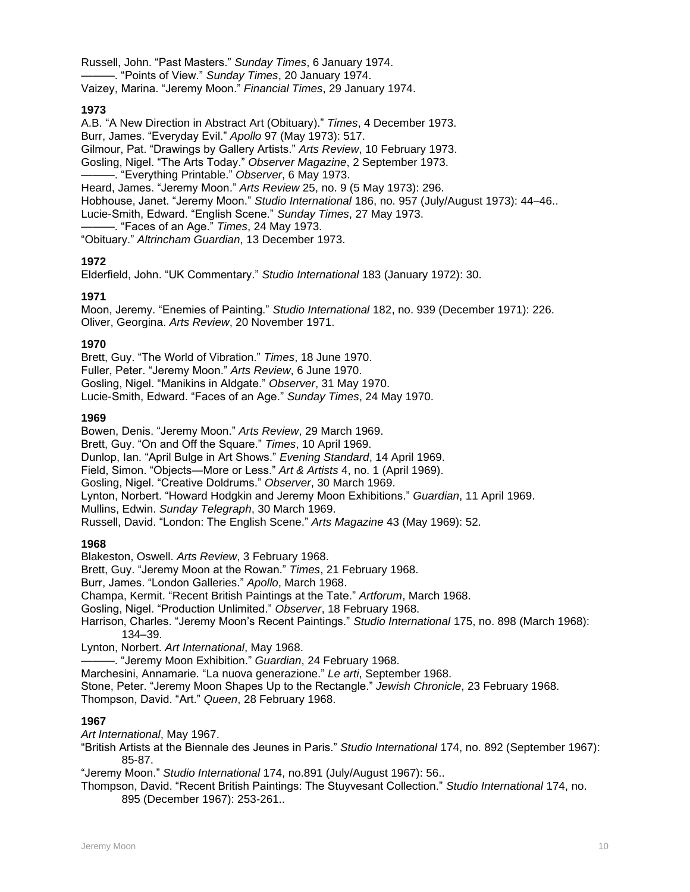Russell, John. “Past Masters.” *Sunday Times*, 6 January 1974.
———. “Points of View.” *Sunday Times*, 20 January 1974.
Vaizey, Marina. “Jeremy Moon.” *Financial Times*, 29 January 1974.

**1973**

A.B. “A New Direction in Abstract Art (Obituary).” *Times*, 4 December 1973.
Burr, James. “Everyday Evil.” *Apollo* 97 (May 1973): 517.
Gilmour, Pat. “Drawings by Gallery Artists.” *Arts Review*, 10 February 1973.
Gosling, Nigel. “The Arts Today.” *Observer Magazine*, 2 September 1973.
———. “Everything Printable.” *Observer*, 6 May 1973.
Heard, James. “Jeremy Moon.” *Arts Review* 25, no. 9 (5 May 1973): 296.
Hobhouse, Janet. “Jeremy Moon.” *Studio International* 186, no. 957 (July/August 1973): 44–46..
Lucie-Smith, Edward. “English Scene.” *Sunday Times*, 27 May 1973.
———. “Faces of an Age.” *Times*, 24 May 1973.
“Obituary.” *Altrincham Guardian*, 13 December 1973.

**1972**

Elderfield, John. “UK Commentary.” *Studio International* 183 (January 1972): 30.

**1971**

Moon, Jeremy. “Enemies of Painting.” *Studio International* 182, no. 939 (December 1971): 226.
Oliver, Georgina. *Arts Review*, 20 November 1971.

**1970**

Brett, Guy. “The World of Vibration.” *Times*, 18 June 1970.
Fuller, Peter. “Jeremy Moon.” *Arts Review*, 6 June 1970.
Gosling, Nigel. “Manikins in Aldgate.” *Observer*, 31 May 1970.
Lucie-Smith, Edward. “Faces of an Age.” *Sunday Times*, 24 May 1970.

**1969**

Bowen, Denis. “Jeremy Moon.” *Arts Review*, 29 March 1969.
Brett, Guy. “On and Off the Square.” *Times*, 10 April 1969.
Dunlop, Ian. “April Bulge in Art Shows.” *Evening Standard*, 14 April 1969.
Field, Simon. “Objects—More or Less.” *Art & Artists* 4, no. 1 (April 1969).
Gosling, Nigel. “Creative Doldrums.” *Observer*, 30 March 1969.
Lynton, Norbert. “Howard Hodgkin and Jeremy Moon Exhibitions.” *Guardian*, 11 April 1969.
Mullins, Edwin. *Sunday Telegraph*, 30 March 1969.
Russell, David. “London: The English Scene.” *Arts Magazine* 43 (May 1969): 52.

**1968**

Blakeston, Oswell. *Arts Review*, 3 February 1968.
Brett, Guy. “Jeremy Moon at the Rowan.” *Times*, 21 February 1968.
Burr, James. “London Galleries.” *Apollo*, March 1968.
Champa, Kermit. “Recent British Paintings at the Tate.” *Artforum*, March 1968.
Gosling, Nigel. “Production Unlimited.” *Observer*, 18 February 1968.
Harrison, Charles. “Jeremy Moon’s Recent Paintings.” *Studio International* 175, no. 898 (March 1968): 134–39.
Lynton, Norbert. *Art International*, May 1968.
———. “Jeremy Moon Exhibition.” *Guardian*, 24 February 1968.
Marchesini, Annamarie. “La nuova generazione.” *Le arti*, September 1968.
Stone, Peter. “Jeremy Moon Shapes Up to the Rectangle.” *Jewish Chronicle*, 23 February 1968.
Thompson, David. “Art.” *Queen*, 28 February 1968.

**1967**

*Art International*, May 1967.
“British Artists at the Biennale des Jeunes in Paris.” *Studio International* 174, no. 892 (September 1967): 85-87.
“Jeremy Moon.” *Studio International* 174, no.891 (July/August 1967): 56..
Thompson, David. “Recent British Paintings: The Stuyvesant Collection.” *Studio International* 174, no. 895 (December 1967): 253-261..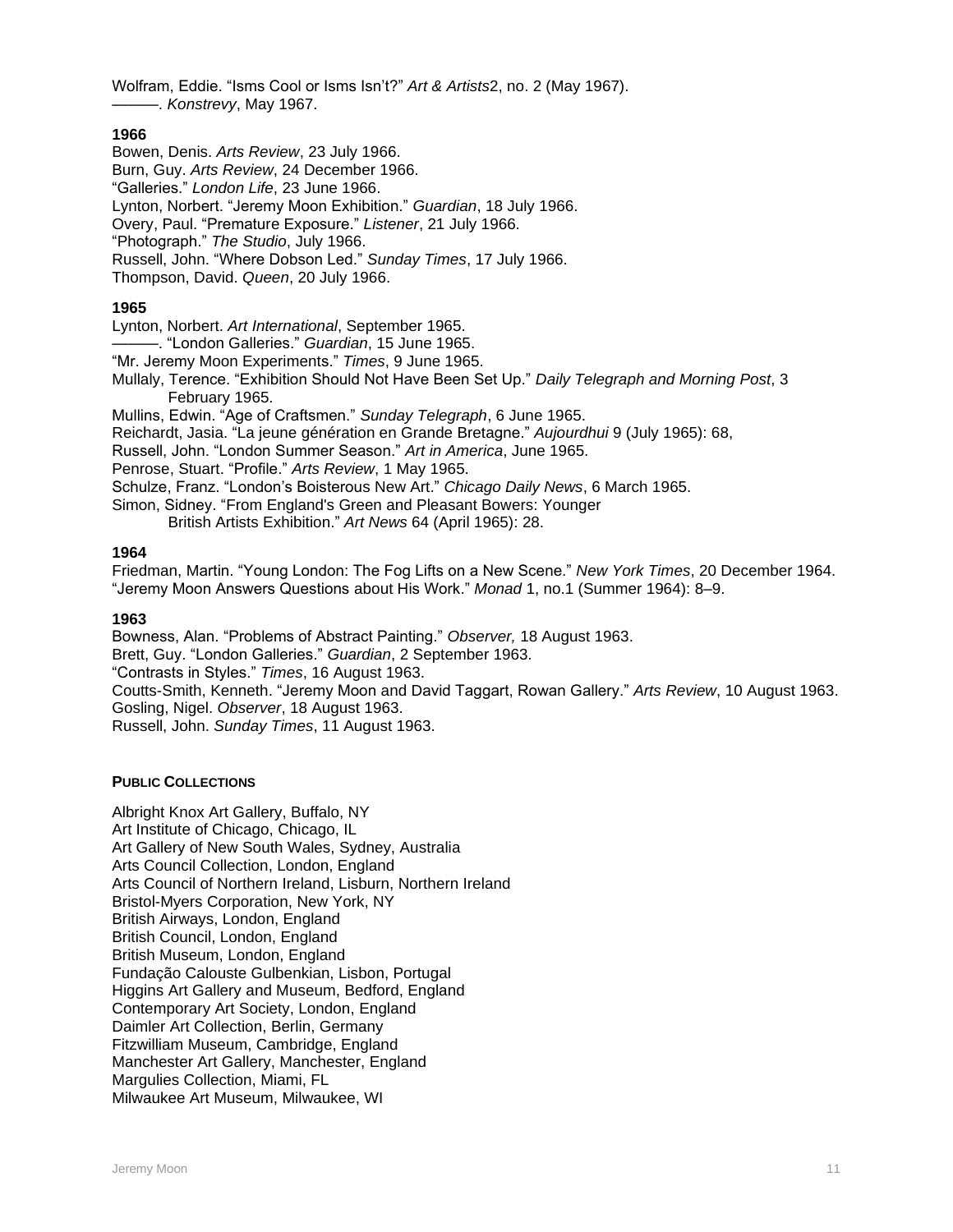Wolfram, Eddie. "Isms Cool or Isms Isn't?" *Art & Artists*2, no. 2 (May 1967).
———. *Konstrevy*, May 1967.

**1966**

Bowen, Denis. *Arts Review*, 23 July 1966.
Burn, Guy. *Arts Review*, 24 December 1966.
"Galleries." *London Life*, 23 June 1966.
Lynton, Norbert. "Jeremy Moon Exhibition." *Guardian*, 18 July 1966.
Overy, Paul. "Premature Exposure." *Listener*, 21 July 1966.
"Photograph." *The Studio*, July 1966.
Russell, John. "Where Dobson Led." *Sunday Times*, 17 July 1966.
Thompson, David. *Queen*, 20 July 1966.

**1965**

Lynton, Norbert. *Art International*, September 1965.
———. "London Galleries." *Guardian*, 15 June 1965.
"Mr. Jeremy Moon Experiments." *Times*, 9 June 1965.
Mullaly, Terence. "Exhibition Should Not Have Been Set Up." *Daily Telegraph and Morning Post*, 3 February 1965.
Mullins, Edwin. "Age of Craftsmen." *Sunday Telegraph*, 6 June 1965.
Reichardt, Jasia. "La jeune génération en Grande Bretagne." *Aujourdhui* 9 (July 1965): 68,
Russell, John. "London Summer Season." *Art in America*, June 1965.
Penrose, Stuart. "Profile." *Arts Review*, 1 May 1965.
Schulze, Franz. "London's Boisterous New Art." *Chicago Daily News*, 6 March 1965.
Simon, Sidney. "From England's Green and Pleasant Bowers: Younger British Artists Exhibition." *Art News* 64 (April 1965): 28.

**1964**

Friedman, Martin. "Young London: The Fog Lifts on a New Scene." *New York Times*, 20 December 1964.
"Jeremy Moon Answers Questions about His Work." *Monad* 1, no.1 (Summer 1964): 8–9.

**1963**

Bowness, Alan. "Problems of Abstract Painting." *Observer,* 18 August 1963.
Brett, Guy. "London Galleries." *Guardian*, 2 September 1963.
"Contrasts in Styles." *Times*, 16 August 1963.
Coutts-Smith, Kenneth. "Jeremy Moon and David Taggart, Rowan Gallery." *Arts Review*, 10 August 1963.
Gosling, Nigel. *Observer*, 18 August 1963.
Russell, John. *Sunday Times*, 11 August 1963.

**PUBLIC COLLECTIONS**

Albright Knox Art Gallery, Buffalo, NY
Art Institute of Chicago, Chicago, IL
Art Gallery of New South Wales, Sydney, Australia
Arts Council Collection, London, England
Arts Council of Northern Ireland, Lisburn, Northern Ireland
Bristol-Myers Corporation, New York, NY
British Airways, London, England
British Council, London, England
British Museum, London, England
Fundação Calouste Gulbenkian, Lisbon, Portugal
Higgins Art Gallery and Museum, Bedford, England
Contemporary Art Society, London, England
Daimler Art Collection, Berlin, Germany
Fitzwilliam Museum, Cambridge, England
Manchester Art Gallery, Manchester, England
Margulies Collection, Miami, FL
Milwaukee Art Museum, Milwaukee, WI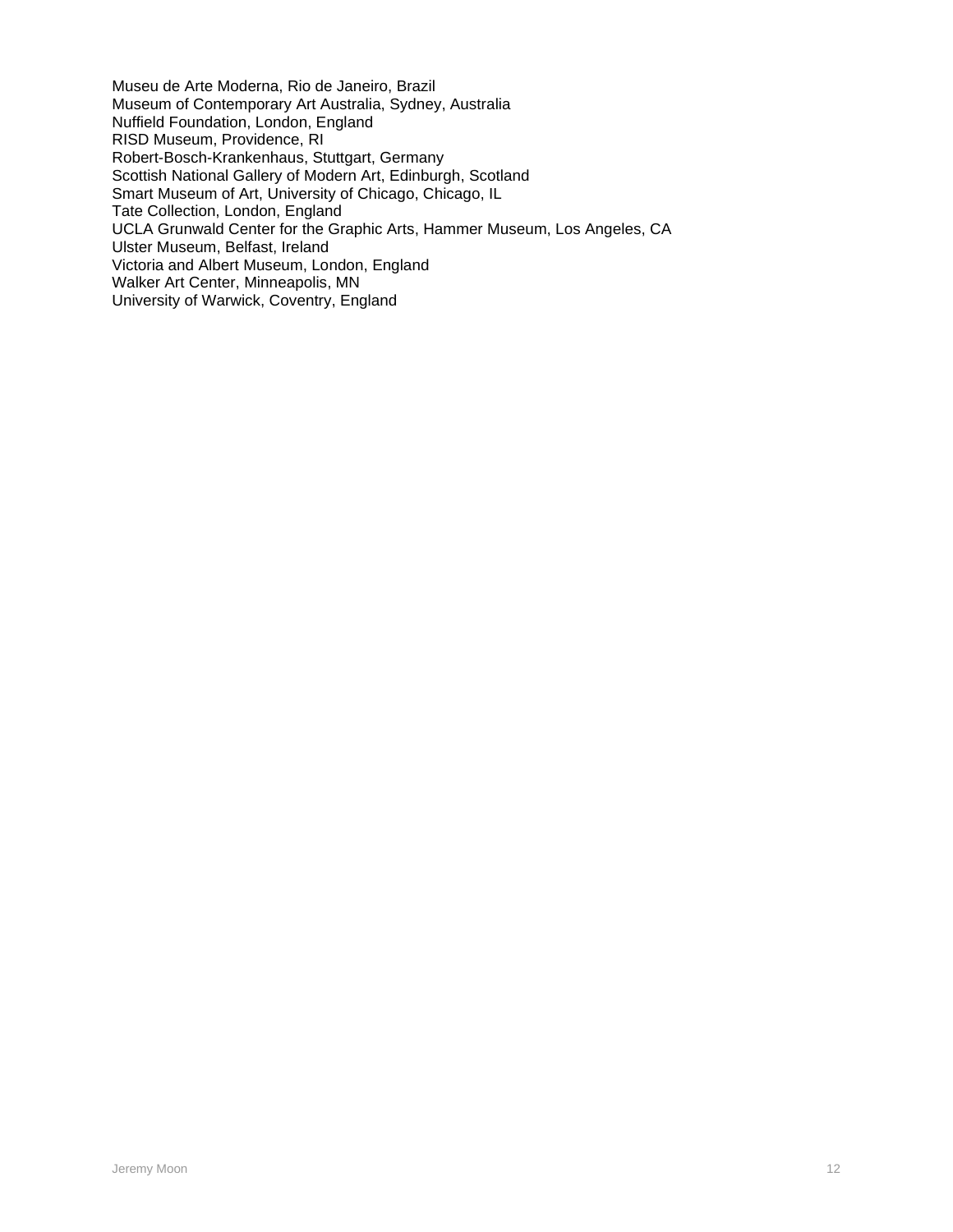Museu de Arte Moderna, Rio de Janeiro, Brazil
Museum of Contemporary Art Australia, Sydney, Australia
Nuffield Foundation, London, England
RISD Museum, Providence, RI
Robert-Bosch-Krankenhaus, Stuttgart, Germany
Scottish National Gallery of Modern Art, Edinburgh, Scotland
Smart Museum of Art, University of Chicago, Chicago, IL
Tate Collection, London, England
UCLA Grunwald Center for the Graphic Arts, Hammer Museum, Los Angeles, CA
Ulster Museum, Belfast, Ireland
Victoria and Albert Museum, London, England
Walker Art Center, Minneapolis, MN
University of Warwick, Coventry, England